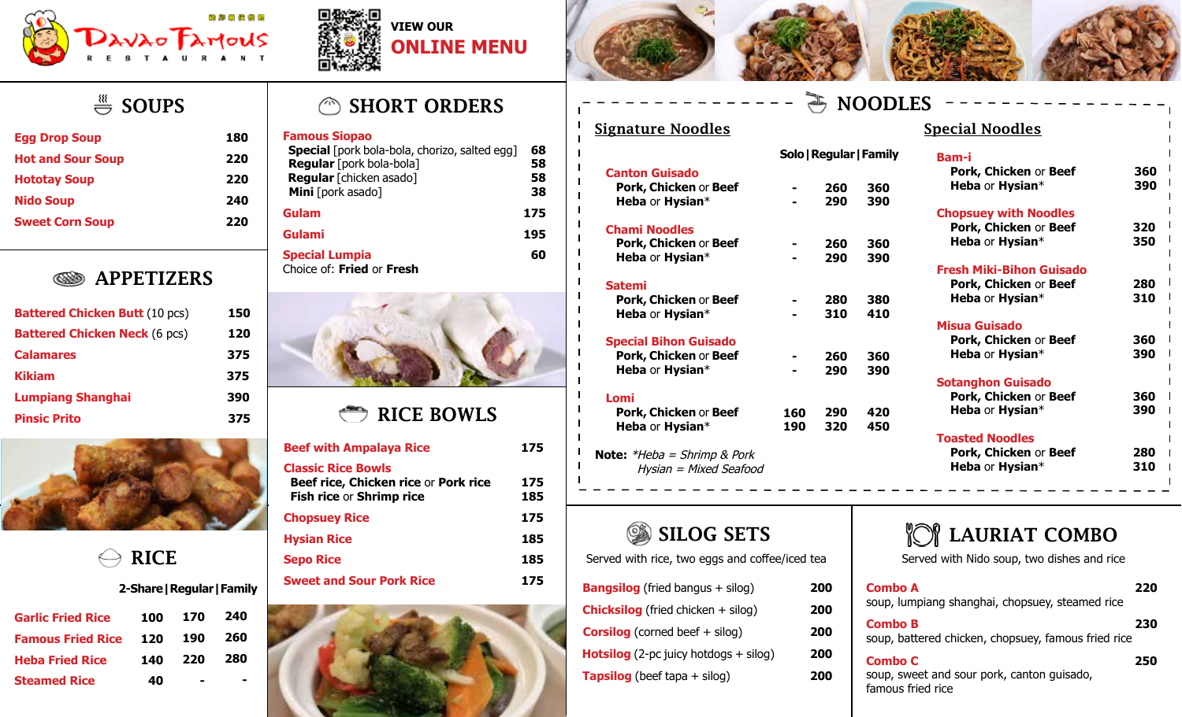# Davao Famous Restaurant

VIEW OUR **ONLINE MENU**

## SOUPS

| Item | Price |
|---|---|
| Egg Drop Soup | 180 |
| Hot and Sour Soup | 220 |
| Hototay Soup | 220 |
| Nido Soup | 240 |
| Sweet Corn Soup | 220 |

## APPETIZERS

| Item | Price |
|---|---|
| **Battered Chicken Butt** (10 pcs) | 150 |
| **Battered Chicken Neck** (6 pcs) | 120 |
| Calamares | 375 |
| Kikiam | 375 |
| Lumpiang Shanghai | 390 |
| Pinsic Prito | 375 |

## RICE

| Item | 2-Share | Regular | Family |
|---|---|---|---|
| Garlic Fried Rice | 100 | 170 | 240 |
| Famous Fried Rice | 120 | 190 | 260 |
| Heba Fried Rice | 140 | 220 | 280 |
| Steamed Rice | 40 | - | - |

## SHORT ORDERS

**Famous Siopao**

| Item | Price |
|---|---|
| **Special** [pork bola-bola, chorizo, salted egg] | 68 |
| **Regular** [pork bola-bola] | 58 |
| **Regular** [chicken asado] | 58 |
| **Mini** [pork asado] | 38 |

| Item | Price |
|---|---|
| Gulam | 175 |
| Gulami | 195 |
| Special Lumpia<br>Choice of: **Fried** or **Fresh** | 60 |

## RICE BOWLS

| Item | Price |
|---|---|
| Beef with Ampalaya Rice | 175 |
| **Classic Rice Bowls** | |
| Beef rice, Chicken rice or Pork rice | 175 |
| Fish rice or Shrimp rice | 185 |
| Chopsuey Rice | 175 |
| Hysian Rice | 185 |
| Sepo Rice | 185 |
| Sweet and Sour Pork Rice | 175 |

## NOODLES

### Signature Noodles

| Item | Solo | Regular | Family |
|---|---|---|---|
| **Canton Guisado** | | | |
| Pork, Chicken or Beef | - | 260 | 360 |
| Heba or Hysian* | - | 290 | 390 |
| **Chami Noodles** | | | |
| Pork, Chicken or Beef | - | 260 | 360 |
| Heba or Hysian* | - | 290 | 390 |
| **Satemi** | | | |
| Pork, Chicken or Beef | - | 280 | 380 |
| Heba or Hysian* | - | 310 | 410 |
| **Special Bihon Guisado** | | | |
| Pork, Chicken or Beef | - | 260 | 360 |
| Heba or Hysian* | - | 290 | 390 |
| **Lomi** | | | |
| Pork, Chicken or Beef | 160 | 290 | 420 |
| Heba or Hysian* | 190 | 320 | 450 |

**Note:** *Heba = Shrimp & Pork*
*Hysian = Mixed Seafood*

### Special Noodles

| Item | Price |
|---|---|
| **Bam-i** | |
| Pork, Chicken or Beef | 360 |
| Heba or Hysian* | 390 |
| **Chopsuey with Noodles** | |
| Pork, Chicken or Beef | 320 |
| Heba or Hysian* | 350 |
| **Fresh Miki-Bihon Guisado** | |
| Pork, Chicken or Beef | 280 |
| Heba or Hysian* | 310 |
| **Misua Guisado** | |
| Pork, Chicken or Beef | 360 |
| Heba or Hysian* | 390 |
| **Sotanghon Guisado** | |
| Pork, Chicken or Beef | 360 |
| Heba or Hysian* | 390 |
| **Toasted Noodles** | |
| Pork, Chicken or Beef | 280 |
| Heba or Hysian* | 310 |

## SILOG SETS

Served with rice, two eggs and coffee/iced tea

| Item | Price |
|---|---|
| **Bangsilog** (fried bangus + silog) | 200 |
| **Chicksilog** (fried chicken + silog) | 200 |
| **Corsilog** (corned beef + silog) | 200 |
| **Hotsilog** (2-pc juicy hotdogs + silog) | 200 |
| **Tapsilog** (beef tapa + silog) | 200 |

## LAURIAT COMBO

Served with Nido soup, two dishes and rice

| Item | Price |
|---|---|
| **Combo A**<br>soup, lumpiang shanghai, chopsuey, steamed rice | 220 |
| **Combo B**<br>soup, battered chicken, chopsuey, famous fried rice | 230 |
| **Combo C**<br>soup, sweet and sour pork, canton guisado, famous fried rice | 250 |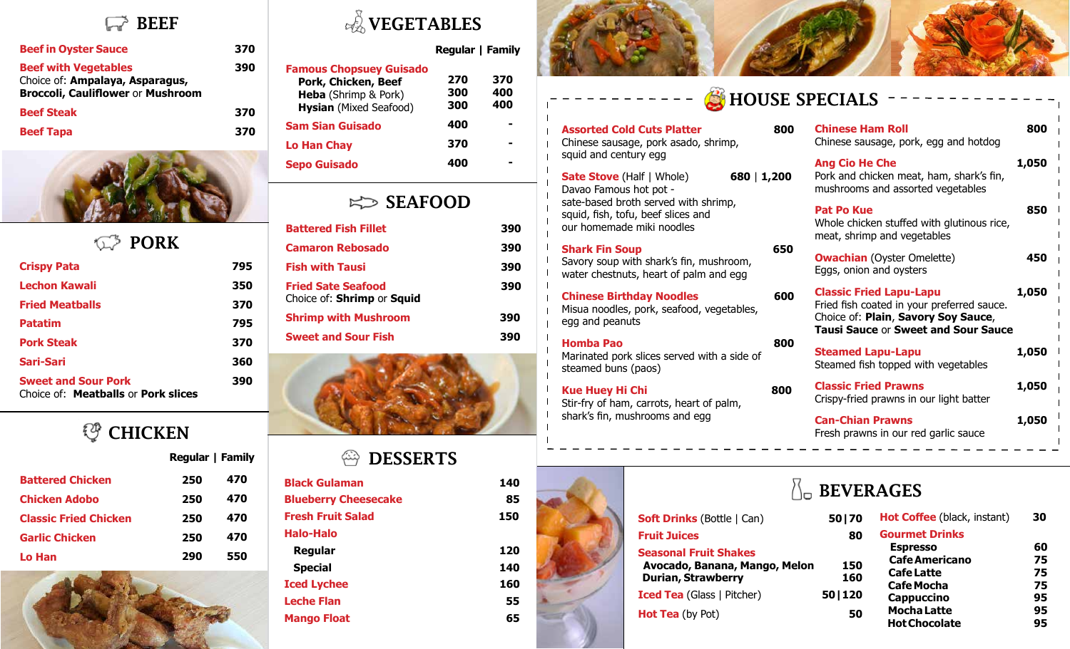## BEEF

| | |
|---|---|
| **Beef in Oyster Sauce** | 370 |
| **Beef with Vegetables** | 390 |
| Choice of: **Ampalaya, Asparagus, Broccoli, Cauliflower** or **Mushroom** | |
| **Beef Steak** | 370 |
| **Beef Tapa** | 370 |

## PORK

| | |
|---|---|
| **Crispy Pata** | 795 |
| **Lechon Kawali** | 350 |
| **Fried Meatballs** | 370 |
| **Patatim** | 795 |
| **Pork Steak** | 370 |
| **Sari-Sari** | 360 |
| **Sweet and Sour Pork** | 390 |
| Choice of: **Meatballs** or **Pork slices** | |

## CHICKEN

| | Regular | Family |
|---|---|---|
| **Battered Chicken** | 250 | 470 |
| **Chicken Adobo** | 250 | 470 |
| **Classic Fried Chicken** | 250 | 470 |
| **Garlic Chicken** | 250 | 470 |
| **Lo Han** | 290 | 550 |

## VEGETABLES

| | Regular | Family |
|---|---|---|
| **Famous Chopsuey Guisado** | | |
| **Pork, Chicken, Beef** | 270 | 370 |
| **Heba** (Shrimp & Pork) | 300 | 400 |
| **Hysian** (Mixed Seafood) | 300 | 400 |
| **Sam Sian Guisado** | 400 | - |
| **Lo Han Chay** | 370 | - |
| **Sepo Guisado** | 400 | - |

## SEAFOOD

| | |
|---|---|
| **Battered Fish Fillet** | 390 |
| **Camaron Rebosado** | 390 |
| **Fish with Tausi** | 390 |
| **Fried Sate Seafood** | 390 |
| Choice of: **Shrimp** or **Squid** | |
| **Shrimp with Mushroom** | 390 |
| **Sweet and Sour Fish** | 390 |

## DESSERTS

| | |
|---|---|
| **Black Gulaman** | 140 |
| **Blueberry Cheesecake** | 85 |
| **Fresh Fruit Salad** | 150 |
| **Halo-Halo** | |
| Regular | 120 |
| Special | 140 |
| **Iced Lychee** | 160 |
| **Leche Flan** | 55 |
| **Mango Float** | 65 |

## HOUSE SPECIALS

**Assorted Cold Cuts Platter** — 800
Chinese sausage, pork asado, shrimp, squid and century egg

**Sate Stove** (Half | Whole) — 680 | 1,200
Davao Famous hot pot - sate-based broth served with shrimp, squid, fish, tofu, beef slices and our homemade miki noodles

**Shark Fin Soup** — 650
Savory soup with shark's fin, mushroom, water chestnuts, heart of palm and egg

**Chinese Birthday Noodles** — 600
Misua noodles, pork, seafood, vegetables, egg and peanuts

**Homba Pao** — 800
Marinated pork slices served with a side of steamed buns (paos)

**Kue Huey Hi Chi** — 800
Stir-fry of ham, carrots, heart of palm, shark's fin, mushrooms and egg

**Chinese Ham Roll** — 800
Chinese sausage, pork, egg and hotdog

**Ang Cio He Che** — 1,050
Pork and chicken meat, ham, shark's fin, mushrooms and assorted vegetables

**Pat Po Kue** — 850
Whole chicken stuffed with glutinous rice, meat, shrimp and vegetables

**Owachian** (Oyster Omelette) — 450
Eggs, onion and oysters

**Classic Fried Lapu-Lapu** — 1,050
Fried fish coated in your preferred sauce. Choice of: **Plain**, **Savory Soy Sauce**, **Tausi Sauce** or **Sweet and Sour Sauce**

**Steamed Lapu-Lapu** — 1,050
Steamed fish topped with vegetables

**Classic Fried Prawns** — 1,050
Crispy-fried prawns in our light batter

**Can-Chian Prawns** — 1,050
Fresh prawns in our red garlic sauce

## BEVERAGES

| | |
|---|---|
| **Soft Drinks** (Bottle \| Can) | 50 \| 70 |
| **Fruit Juices** | 80 |
| **Seasonal Fruit Shakes** | |
| Avocado, Banana, Mango, Melon | 150 |
| Durian, Strawberry | 160 |
| **Iced Tea** (Glass \| Pitcher) | 50 \| 120 |
| **Hot Tea** (by Pot) | 50 |
| **Hot Coffee** (black, instant) | 30 |
| **Gourmet Drinks** | |
| Espresso | 60 |
| Cafe Americano | 75 |
| Cafe Latte | 75 |
| Cafe Mocha | 75 |
| Cappuccino | 95 |
| Mocha Latte | 95 |
| Hot Chocolate | 95 |